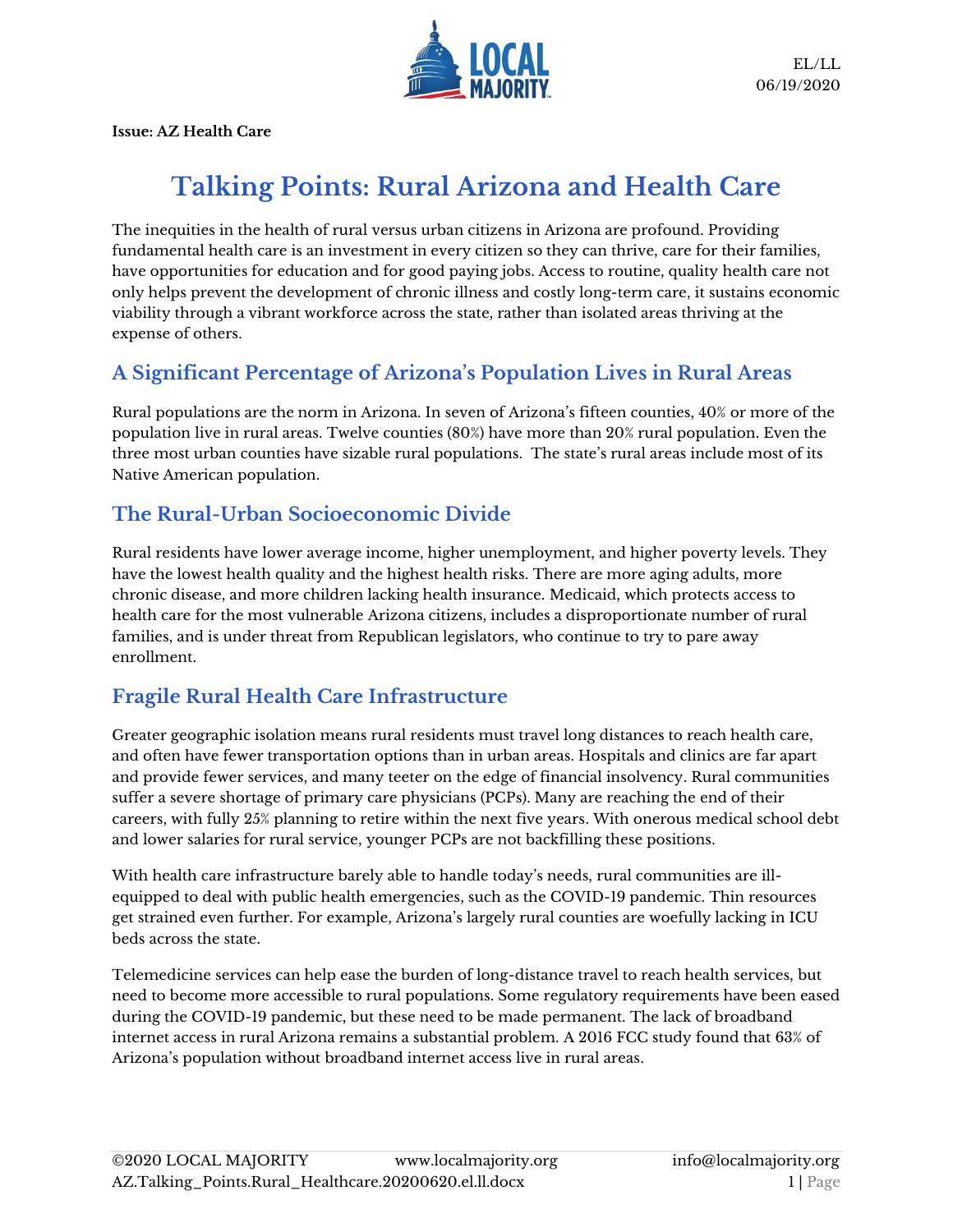EL/LL
06/19/2020

**Issue: AZ Health Care**

# Talking Points: Rural Arizona and Health Care

The inequities in the health of rural versus urban citizens in Arizona are profound. Providing fundamental health care is an investment in every citizen so they can thrive, care for their families, have opportunities for education and for good paying jobs. Access to routine, quality health care not only helps prevent the development of chronic illness and costly long-term care, it sustains economic viability through a vibrant workforce across the state, rather than isolated areas thriving at the expense of others.

## A Significant Percentage of Arizona's Population Lives in Rural Areas

Rural populations are the norm in Arizona. In seven of Arizona's fifteen counties, 40% or more of the population live in rural areas. Twelve counties (80%) have more than 20% rural population. Even the three most urban counties have sizable rural populations. The state's rural areas include most of its Native American population.

## The Rural-Urban Socioeconomic Divide

Rural residents have lower average income, higher unemployment, and higher poverty levels. They have the lowest health quality and the highest health risks. There are more aging adults, more chronic disease, and more children lacking health insurance. Medicaid, which protects access to health care for the most vulnerable Arizona citizens, includes a disproportionate number of rural families, and is under threat from Republican legislators, who continue to try to pare away enrollment.

## Fragile Rural Health Care Infrastructure

Greater geographic isolation means rural residents must travel long distances to reach health care, and often have fewer transportation options than in urban areas. Hospitals and clinics are far apart and provide fewer services, and many teeter on the edge of financial insolvency. Rural communities suffer a severe shortage of primary care physicians (PCPs). Many are reaching the end of their careers, with fully 25% planning to retire within the next five years. With onerous medical school debt and lower salaries for rural service, younger PCPs are not backfilling these positions.

With health care infrastructure barely able to handle today's needs, rural communities are ill-equipped to deal with public health emergencies, such as the COVID-19 pandemic. Thin resources get strained even further. For example, Arizona's largely rural counties are woefully lacking in ICU beds across the state.

Telemedicine services can help ease the burden of long-distance travel to reach health services, but need to become more accessible to rural populations. Some regulatory requirements have been eased during the COVID-19 pandemic, but these need to be made permanent. The lack of broadband internet access in rural Arizona remains a substantial problem. A 2016 FCC study found that 63% of Arizona's population without broadband internet access live in rural areas.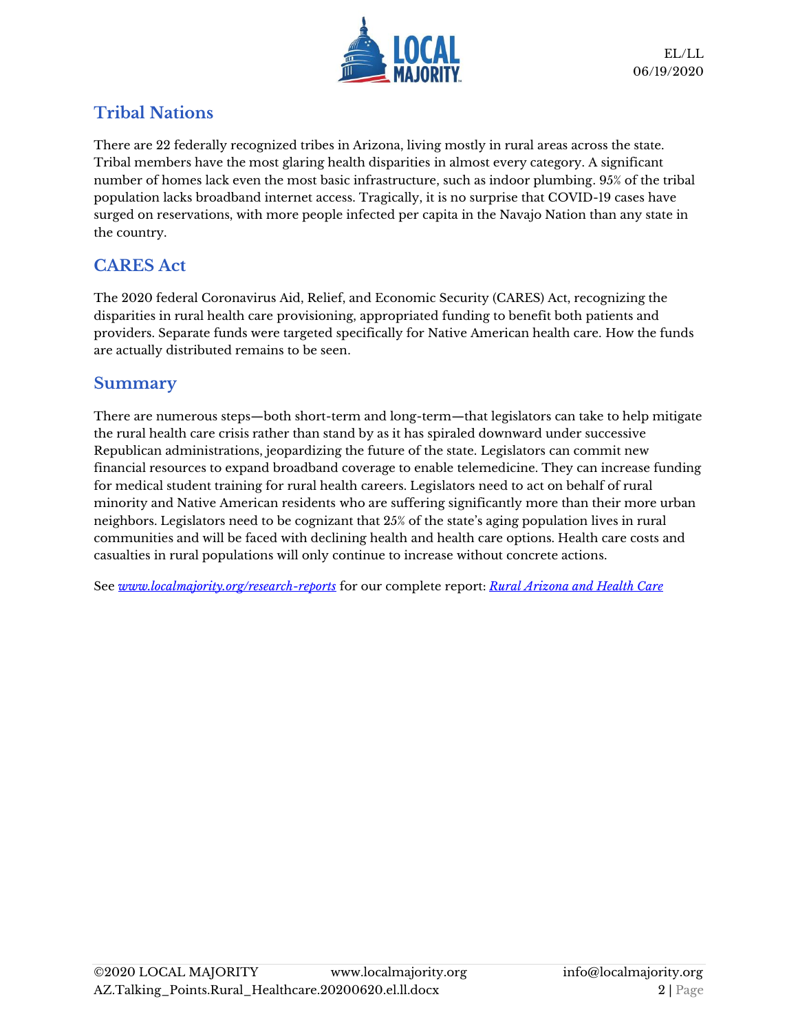EL/LL
06/19/2020

## Tribal Nations

There are 22 federally recognized tribes in Arizona, living mostly in rural areas across the state. Tribal members have the most glaring health disparities in almost every category. A significant number of homes lack even the most basic infrastructure, such as indoor plumbing. 95% of the tribal population lacks broadband internet access. Tragically, it is no surprise that COVID-19 cases have surged on reservations, with more people infected per capita in the Navajo Nation than any state in the country.

## CARES Act

The 2020 federal Coronavirus Aid, Relief, and Economic Security (CARES) Act, recognizing the disparities in rural health care provisioning, appropriated funding to benefit both patients and providers. Separate funds were targeted specifically for Native American health care. How the funds are actually distributed remains to be seen.

## Summary

There are numerous steps—both short-term and long-term—that legislators can take to help mitigate the rural health care crisis rather than stand by as it has spiraled downward under successive Republican administrations, jeopardizing the future of the state. Legislators can commit new financial resources to expand broadband coverage to enable telemedicine. They can increase funding for medical student training for rural health careers. Legislators need to act on behalf of rural minority and Native American residents who are suffering significantly more than their more urban neighbors. Legislators need to be cognizant that 25% of the state's aging population lives in rural communities and will be faced with declining health and health care options. Health care costs and casualties in rural populations will only continue to increase without concrete actions.

See *[www.localmajority.org/research-reports](www.localmajority.org/research-reports)* for our complete report: *[Rural Arizona and Health Care]()*